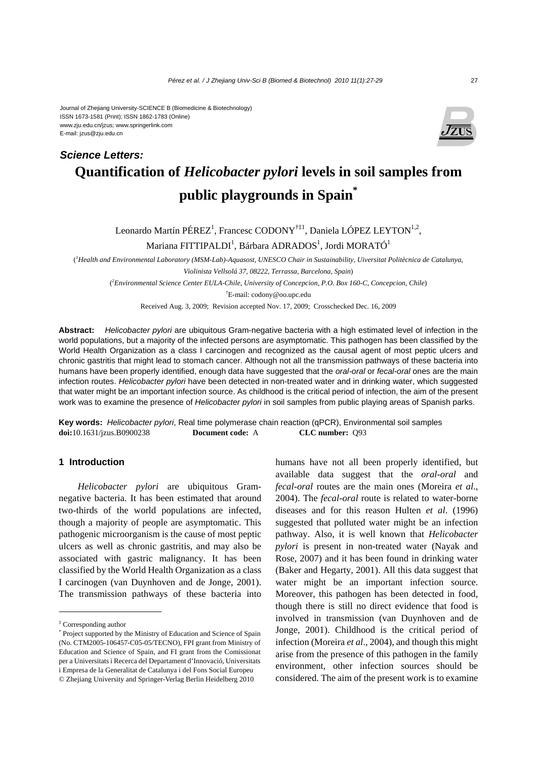Journal of Zhejiang University-SCIENCE B (Biomedicine & Biotechnology)
ISSN 1673-1581 (Print); ISSN 1862-1783 (Online)
www.zju.edu.cn/jzus; www.springerlink.com
E-mail: jzus@zju.edu.cn

***Science Letters:***

# Quantification of *Helicobacter pylori* levels in soil samples from public playgrounds in Spain*

Leonardo Martín PÉREZ[1], Francesc CODONY[†‡1], Daniela LÓPEZ LEYTON[1,2], Mariana FITTIPALDI[1], Bárbara ADRADOS[1], Jordi MORATÓ[1]

([1]*Health and Environmental Laboratory (MSM-Lab)-Aquasost, UNESCO Chair in Sustainability, Uiversitat Politècnica de Catalunya, Violinista Vellsolá 37, 08222, Terrassa, Barcelona, Spain*)

([2]*Environmental Science Center EULA-Chile, University of Concepcion, P.O. Box 160-C, Concepcion, Chile*)

[†]E-mail: codony@oo.upc.edu

Received Aug. 3, 2009; Revision accepted Nov. 17, 2009; Crosschecked Dec. 16, 2009

**Abstract:** *Helicobacter pylori* are ubiquitous Gram-negative bacteria with a high estimated level of infection in the world populations, but a majority of the infected persons are asymptomatic. This pathogen has been classified by the World Health Organization as a class I carcinogen and recognized as the causal agent of most peptic ulcers and chronic gastritis that might lead to stomach cancer. Although not all the transmission pathways of these bacteria into humans have been properly identified, enough data have suggested that the *oral-oral* or *fecal-oral* ones are the main infection routes. *Helicobacter pylori* have been detected in non-treated water and in drinking water, which suggested that water might be an important infection source. As childhood is the critical period of infection, the aim of the present work was to examine the presence of *Helicobacter pylori* in soil samples from public playing areas of Spanish parks.

**Key words:** *Helicobacter pylori*, Real time polymerase chain reaction (qPCR), Environmental soil samples
**doi:**10.1631/jzus.B0900238 **Document code:** A **CLC number:** Q93

## 1 Introduction

*Helicobacter pylori* are ubiquitous Gram-negative bacteria. It has been estimated that around two-thirds of the world populations are infected, though a majority of people are asymptomatic. This pathogenic microorganism is the cause of most peptic ulcers as well as chronic gastritis, and may also be associated with gastric malignancy. It has been classified by the World Health Organization as a class I carcinogen (van Duynhoven and de Jonge, 2001). The transmission pathways of these bacteria into humans have not all been properly identified, but available data suggest that the *oral-oral* and *fecal-oral* routes are the main ones (Moreira *et al*., 2004). The *fecal-oral* route is related to water-borne diseases and for this reason Hulten *et al*. (1996) suggested that polluted water might be an infection pathway. Also, it is well known that *Helicobacter pylori* is present in non-treated water (Nayak and Rose, 2007) and it has been found in drinking water (Baker and Hegarty, 2001). All this data suggest that water might be an important infection source. Moreover, this pathogen has been detected in food, though there is still no direct evidence that food is involved in transmission (van Duynhoven and de Jonge, 2001). Childhood is the critical period of infection (Moreira *et al*., 2004), and though this might arise from the presence of this pathogen in the family environment, other infection sources should be considered. The aim of the present work is to examine

---

‡ Corresponding author

\* Project supported by the Ministry of Education and Science of Spain (No. CTM2005-106457-C05-05/TECNO), FPI grant from Ministry of Education and Science of Spain, and FI grant from the Comissionat per a Universitats i Recerca del Departament d'Innovació, Universitats i Empresa de la Generalitat de Catalunya i del Fons Social Europeu

© Zhejiang University and Springer-Verlag Berlin Heidelberg 2010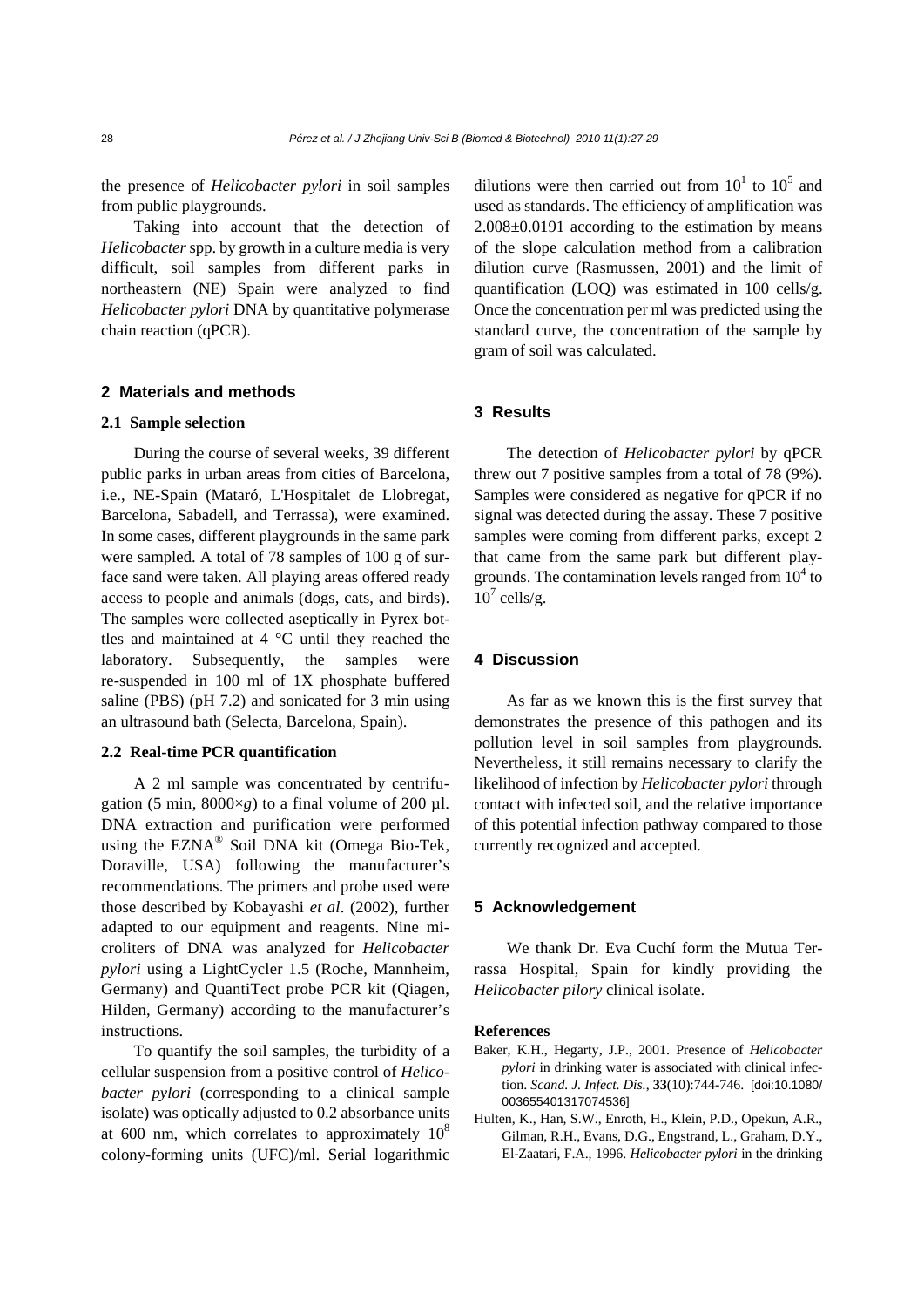the presence of *Helicobacter pylori* in soil samples from public playgrounds.

Taking into account that the detection of *Helicobacter* spp. by growth in a culture media is very difficult, soil samples from different parks in northeastern (NE) Spain were analyzed to find *Helicobacter pylori* DNA by quantitative polymerase chain reaction (qPCR).

## 2 Materials and methods

### 2.1 Sample selection

During the course of several weeks, 39 different public parks in urban areas from cities of Barcelona, i.e., NE-Spain (Mataró, L'Hospitalet de Llobregat, Barcelona, Sabadell, and Terrassa), were examined. In some cases, different playgrounds in the same park were sampled. A total of 78 samples of 100 g of surface sand were taken. All playing areas offered ready access to people and animals (dogs, cats, and birds). The samples were collected aseptically in Pyrex bottles and maintained at 4 °C until they reached the laboratory. Subsequently, the samples were re-suspended in 100 ml of 1X phosphate buffered saline (PBS) (pH 7.2) and sonicated for 3 min using an ultrasound bath (Selecta, Barcelona, Spain).

### 2.2 Real-time PCR quantification

A 2 ml sample was concentrated by centrifugation (5 min, 8000×*g*) to a final volume of 200 µl. DNA extraction and purification were performed using the EZNA® Soil DNA kit (Omega Bio-Tek, Doraville, USA) following the manufacturer's recommendations. The primers and probe used were those described by Kobayashi *et al*. (2002), further adapted to our equipment and reagents. Nine microliters of DNA was analyzed for *Helicobacter pylori* using a LightCycler 1.5 (Roche, Mannheim, Germany) and QuantiTect probe PCR kit (Qiagen, Hilden, Germany) according to the manufacturer's instructions.

To quantify the soil samples, the turbidity of a cellular suspension from a positive control of *Helicobacter pylori* (corresponding to a clinical sample isolate) was optically adjusted to 0.2 absorbance units at 600 nm, which correlates to approximately $10^8$ colony-forming units (UFC)/ml. Serial logarithmic dilutions were then carried out from $10^1$ to $10^5$ and used as standards. The efficiency of amplification was 2.008±0.0191 according to the estimation by means of the slope calculation method from a calibration dilution curve (Rasmussen, 2001) and the limit of quantification (LOQ) was estimated in 100 cells/g. Once the concentration per ml was predicted using the standard curve, the concentration of the sample by gram of soil was calculated.

## 3 Results

The detection of *Helicobacter pylori* by qPCR threw out 7 positive samples from a total of 78 (9%). Samples were considered as negative for qPCR if no signal was detected during the assay. These 7 positive samples were coming from different parks, except 2 that came from the same park but different playgrounds. The contamination levels ranged from $10^4$ to $10^7$ cells/g.

## 4 Discussion

As far as we known this is the first survey that demonstrates the presence of this pathogen and its pollution level in soil samples from playgrounds. Nevertheless, it still remains necessary to clarify the likelihood of infection by *Helicobacter pylori* through contact with infected soil, and the relative importance of this potential infection pathway compared to those currently recognized and accepted.

## 5 Acknowledgement

We thank Dr. Eva Cuchí form the Mutua Terrassa Hospital, Spain for kindly providing the *Helicobacter pilory* clinical isolate.

### References

Baker, K.H., Hegarty, J.P., 2001. Presence of *Helicobacter pylori* in drinking water is associated with clinical infection. *Scand. J. Infect. Dis.*, **33**(10):744-746. [doi:10.1080/003655401317074536]

Hulten, K., Han, S.W., Enroth, H., Klein, P.D., Opekun, A.R., Gilman, R.H., Evans, D.G., Engstrand, L., Graham, D.Y., El-Zaatari, F.A., 1996. *Helicobacter pylori* in the drinking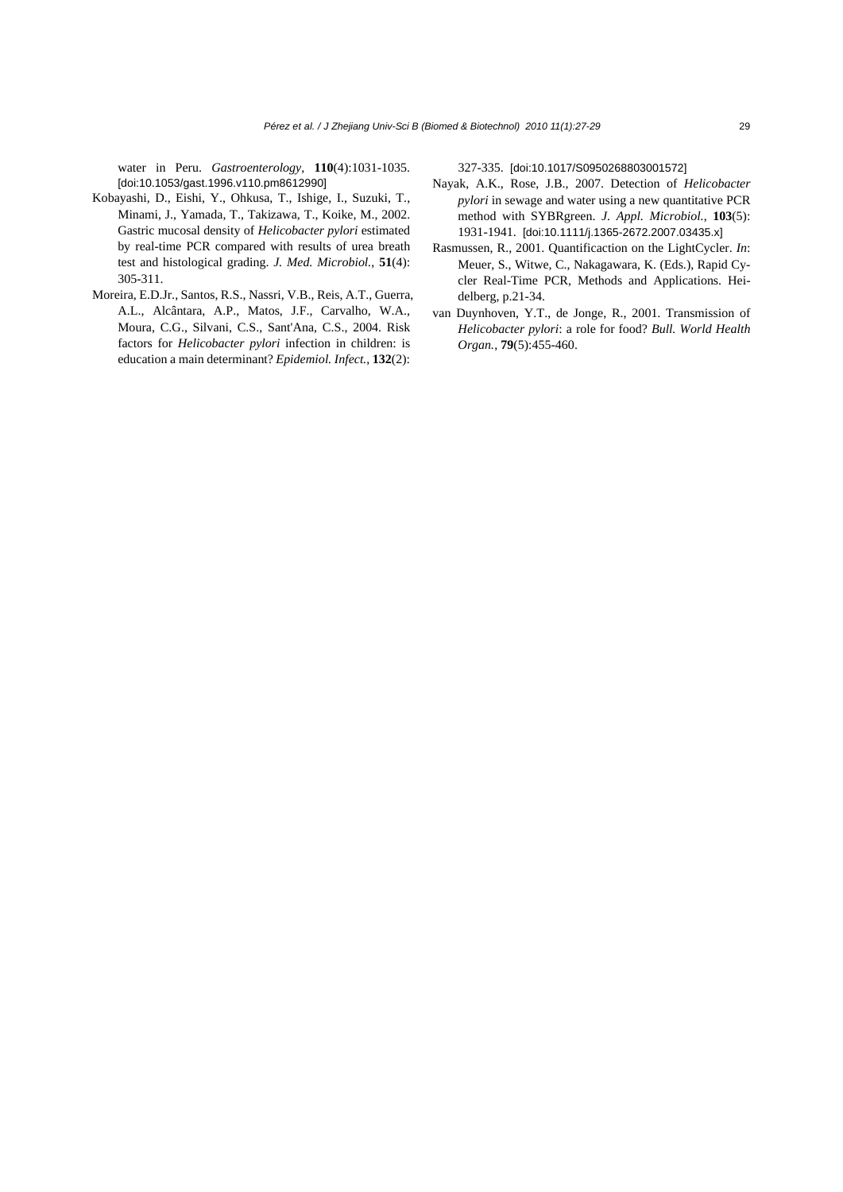water in Peru. *Gastroenterology*, **110**(4):1031-1035. [doi:10.1053/gast.1996.v110.pm8612990]

Kobayashi, D., Eishi, Y., Ohkusa, T., Ishige, I., Suzuki, T., Minami, J., Yamada, T., Takizawa, T., Koike, M., 2002. Gastric mucosal density of *Helicobacter pylori* estimated by real-time PCR compared with results of urea breath test and histological grading. *J. Med. Microbiol.*, **51**(4): 305-311.

Moreira, E.D.Jr., Santos, R.S., Nassri, V.B., Reis, A.T., Guerra, A.L., Alcântara, A.P., Matos, J.F., Carvalho, W.A., Moura, C.G., Silvani, C.S., Sant'Ana, C.S., 2004. Risk factors for *Helicobacter pylori* infection in children: is education a main determinant? *Epidemiol. Infect.*, **132**(2): 327-335. [doi:10.1017/S0950268803001572]

Nayak, A.K., Rose, J.B., 2007. Detection of *Helicobacter pylori* in sewage and water using a new quantitative PCR method with SYBRgreen. *J. Appl. Microbiol.*, **103**(5): 1931-1941. [doi:10.1111/j.1365-2672.2007.03435.x]

Rasmussen, R., 2001. Quantificaction on the LightCycler. *In*: Meuer, S., Witwe, C., Nakagawara, K. (Eds.), Rapid Cycler Real-Time PCR, Methods and Applications. Heidelberg, p.21-34.

van Duynhoven, Y.T., de Jonge, R., 2001. Transmission of *Helicobacter pylori*: a role for food? *Bull. World Health Organ.*, **79**(5):455-460.